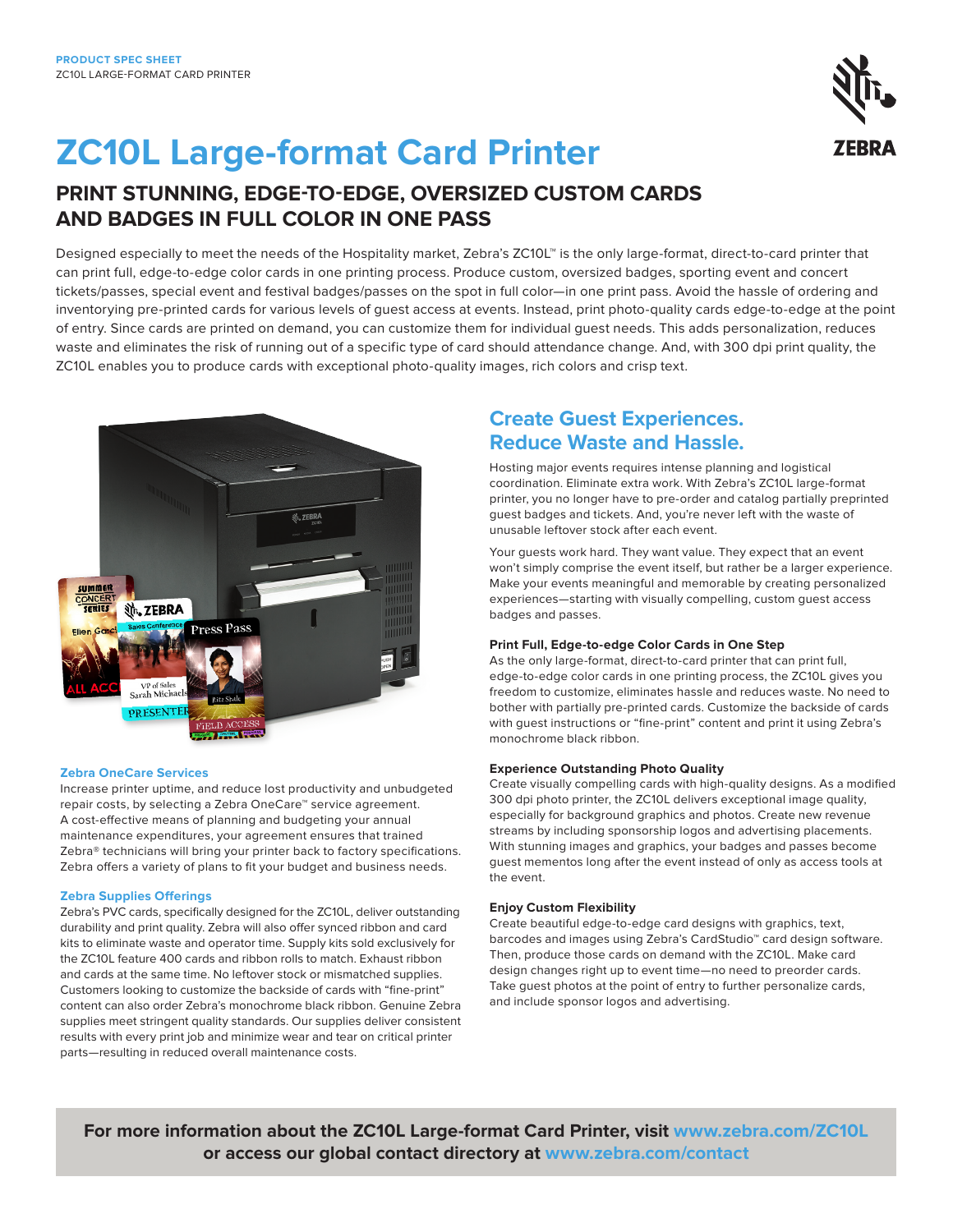PRODUCT SPEC SHEET
ZC10L LARGE-FORMAT CARD PRINTER

# ZC10L Large-format Card Printer

## PRINT STUNNING, EDGE-TO-EDGE, OVERSIZED CUSTOM CARDS AND BADGES IN FULL COLOR IN ONE PASS

Designed especially to meet the needs of the Hospitality market, Zebra's ZC10L™ is the only large-format, direct-to-card printer that can print full, edge-to-edge color cards in one printing process. Produce custom, oversized badges, sporting event and concert tickets/passes, special event and festival badges/passes on the spot in full color—in one print pass. Avoid the hassle of ordering and inventorying pre-printed cards for various levels of guest access at events. Instead, print photo-quality cards edge-to-edge at the point of entry. Since cards are printed on demand, you can customize them for individual guest needs. This adds personalization, reduces waste and eliminates the risk of running out of a specific type of card should attendance change. And, with 300 dpi print quality, the ZC10L enables you to produce cards with exceptional photo-quality images, rich colors and crisp text.

### Zebra OneCare Services

Increase printer uptime, and reduce lost productivity and unbudgeted repair costs, by selecting a Zebra OneCare™ service agreement. A cost-effective means of planning and budgeting your annual maintenance expenditures, your agreement ensures that trained Zebra® technicians will bring your printer back to factory specifications. Zebra offers a variety of plans to fit your budget and business needs.

### Zebra Supplies Offerings

Zebra's PVC cards, specifically designed for the ZC10L, deliver outstanding durability and print quality. Zebra will also offer synced ribbon and card kits to eliminate waste and operator time. Supply kits sold exclusively for the ZC10L feature 400 cards and ribbon rolls to match. Exhaust ribbon and cards at the same time. No leftover stock or mismatched supplies. Customers looking to customize the backside of cards with "fine-print" content can also order Zebra's monochrome black ribbon. Genuine Zebra supplies meet stringent quality standards. Our supplies deliver consistent results with every print job and minimize wear and tear on critical printer parts—resulting in reduced overall maintenance costs.

## Create Guest Experiences. Reduce Waste and Hassle.

Hosting major events requires intense planning and logistical coordination. Eliminate extra work. With Zebra's ZC10L large-format printer, you no longer have to pre-order and catalog partially preprinted guest badges and tickets. And, you're never left with the waste of unusable leftover stock after each event.

Your guests work hard. They want value. They expect that an event won't simply comprise the event itself, but rather be a larger experience. Make your events meaningful and memorable by creating personalized experiences—starting with visually compelling, custom guest access badges and passes.

### Print Full, Edge-to-edge Color Cards in One Step

As the only large-format, direct-to-card printer that can print full, edge-to-edge color cards in one printing process, the ZC10L gives you freedom to customize, eliminates hassle and reduces waste. No need to bother with partially pre-printed cards. Customize the backside of cards with guest instructions or "fine-print" content and print it using Zebra's monochrome black ribbon.

### Experience Outstanding Photo Quality

Create visually compelling cards with high-quality designs. As a modified 300 dpi photo printer, the ZC10L delivers exceptional image quality, especially for background graphics and photos. Create new revenue streams by including sponsorship logos and advertising placements. With stunning images and graphics, your badges and passes become guest mementos long after the event instead of only as access tools at the event.

### Enjoy Custom Flexibility

Create beautiful edge-to-edge card designs with graphics, text, barcodes and images using Zebra's CardStudio™ card design software. Then, produce those cards on demand with the ZC10L. Make card design changes right up to event time—no need to preorder cards. Take guest photos at the point of entry to further personalize cards, and include sponsor logos and advertising.

**For more information about the ZC10L Large-format Card Printer, visit www.zebra.com/ZC10L or access our global contact directory at www.zebra.com/contact**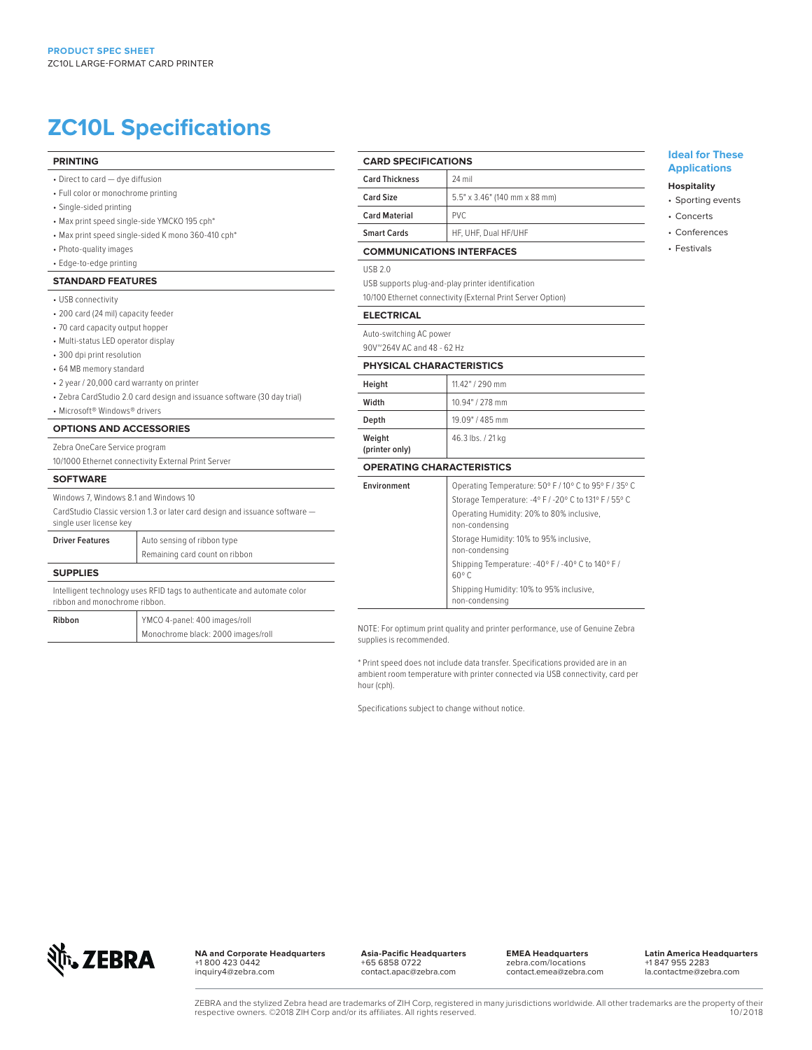# ZC10L Specifications

## PRINTING

- Direct to card — dye diffusion
- Full color or monochrome printing
- Single-sided printing
- Max print speed single-side YMCKO 195 cph*
- Max print speed single-sided K mono 360-410 cph*
- Photo-quality images
- Edge-to-edge printing

## STANDARD FEATURES

- USB connectivity
- 200 card (24 mil) capacity feeder
- 70 card capacity output hopper
- Multi-status LED operator display
- 300 dpi print resolution
- 64 MB memory standard
- 2 year / 20,000 card warranty on printer
- Zebra CardStudio 2.0 card design and issuance software (30 day trial)
- Microsoft® Windows® drivers

## OPTIONS AND ACCESSORIES

Zebra OneCare Service program

10/1000 Ethernet connectivity External Print Server

## SOFTWARE

Windows 7, Windows 8.1 and Windows 10

CardStudio Classic version 1.3 or later card design and issuance software — single user license key

| | |
|---|---|
| **Driver Features** | Auto sensing of ribbon type<br>Remaining card count on ribbon |

## SUPPLIES

Intelligent technology uses RFID tags to authenticate and automate color ribbon and monochrome ribbon.

| | |
|---|---|
| **Ribbon** | YMCO 4-panel: 400 images/roll<br>Monochrome black: 2000 images/roll |

## CARD SPECIFICATIONS

| | |
|---|---|
| **Card Thickness** | 24 mil |
| **Card Size** | 5.5" x 3.46" (140 mm x 88 mm) |
| **Card Material** | PVC |
| **Smart Cards** | HF, UHF, Dual HF/UHF |

## COMMUNICATIONS INTERFACES

USB 2.0

USB supports plug-and-play printer identification

10/100 Ethernet connectivity (External Print Server Option)

## ELECTRICAL

Auto-switching AC power

90V~264V AC and 48 - 62 Hz

## PHYSICAL CHARACTERISTICS

| | |
|---|---|
| **Height** | 11.42" / 290 mm |
| **Width** | 10.94" / 278 mm |
| **Depth** | 19.09" / 485 mm |
| **Weight (printer only)** | 46.3 lbs. / 21 kg |

## OPERATING CHARACTERISTICS

| | |
|---|---|
| **Environment** | Operating Temperature: 50° F / 10° C to 95° F / 35° C<br>Storage Temperature: -4° F / -20° C to 131° F / 55° C<br>Operating Humidity: 20% to 80% inclusive, non-condensing<br>Storage Humidity: 10% to 95% inclusive, non-condensing<br>Shipping Temperature: -40° F / -40° C to 140° F / 60° C<br>Shipping Humidity: 10% to 95% inclusive, non-condensing |

NOTE: For optimum print quality and printer performance, use of Genuine Zebra supplies is recommended.

* Print speed does not include data transfer. Specifications provided are in an ambient room temperature with printer connected via USB connectivity, card per hour (cph).

Specifications subject to change without notice.

## Ideal for These Applications

**Hospitality**

- Sporting events
- Concerts
- Conferences
- Festivals

**NA and Corporate Headquarters**
+1 800 423 0442
inquiry4@zebra.com

**Asia-Pacific Headquarters**
+65 6858 0722
contact.apac@zebra.com

**EMEA Headquarters**
zebra.com/locations
contact.emea@zebra.com

**Latin America Headquarters**
+1 847 955 2283
la.contactme@zebra.com

ZEBRA and the stylized Zebra head are trademarks of ZIH Corp, registered in many jurisdictions worldwide. All other trademarks are the property of their respective owners. ©2018 ZIH Corp and/or its affiliates. All rights reserved. 10/2018